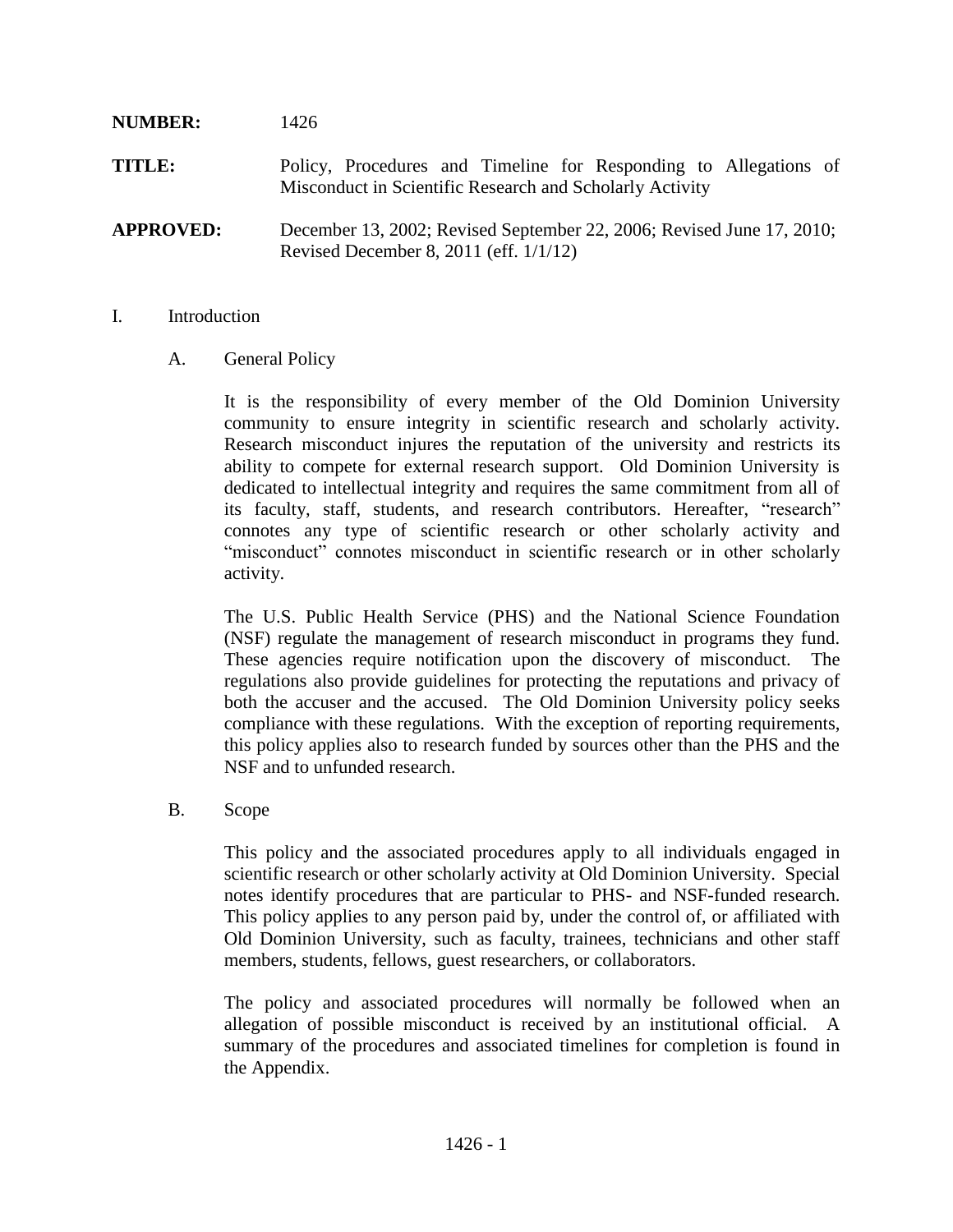**NUMBER:** 1426

**TITLE:** Policy, Procedures and Timeline for Responding to Allegations of Misconduct in Scientific Research and Scholarly Activity

**APPROVED:** December 13, 2002; Revised September 22, 2006; Revised June 17, 2010; Revised December 8, 2011 (eff. 1/1/12)

# I. Introduction

## A. General Policy

It is the responsibility of every member of the Old Dominion University community to ensure integrity in scientific research and scholarly activity. Research misconduct injures the reputation of the university and restricts its ability to compete for external research support. Old Dominion University is dedicated to intellectual integrity and requires the same commitment from all of its faculty, staff, students, and research contributors. Hereafter, "research" connotes any type of scientific research or other scholarly activity and "misconduct" connotes misconduct in scientific research or in other scholarly activity.

The U.S. Public Health Service (PHS) and the National Science Foundation (NSF) regulate the management of research misconduct in programs they fund. These agencies require notification upon the discovery of misconduct. The regulations also provide guidelines for protecting the reputations and privacy of both the accuser and the accused. The Old Dominion University policy seeks compliance with these regulations. With the exception of reporting requirements, this policy applies also to research funded by sources other than the PHS and the NSF and to unfunded research.

## B. Scope

This policy and the associated procedures apply to all individuals engaged in scientific research or other scholarly activity at Old Dominion University. Special notes identify procedures that are particular to PHS- and NSF-funded research. This policy applies to any person paid by, under the control of, or affiliated with Old Dominion University, such as faculty, trainees, technicians and other staff members, students, fellows, guest researchers, or collaborators.

The policy and associated procedures will normally be followed when an allegation of possible misconduct is received by an institutional official. A summary of the procedures and associated timelines for completion is found in the Appendix.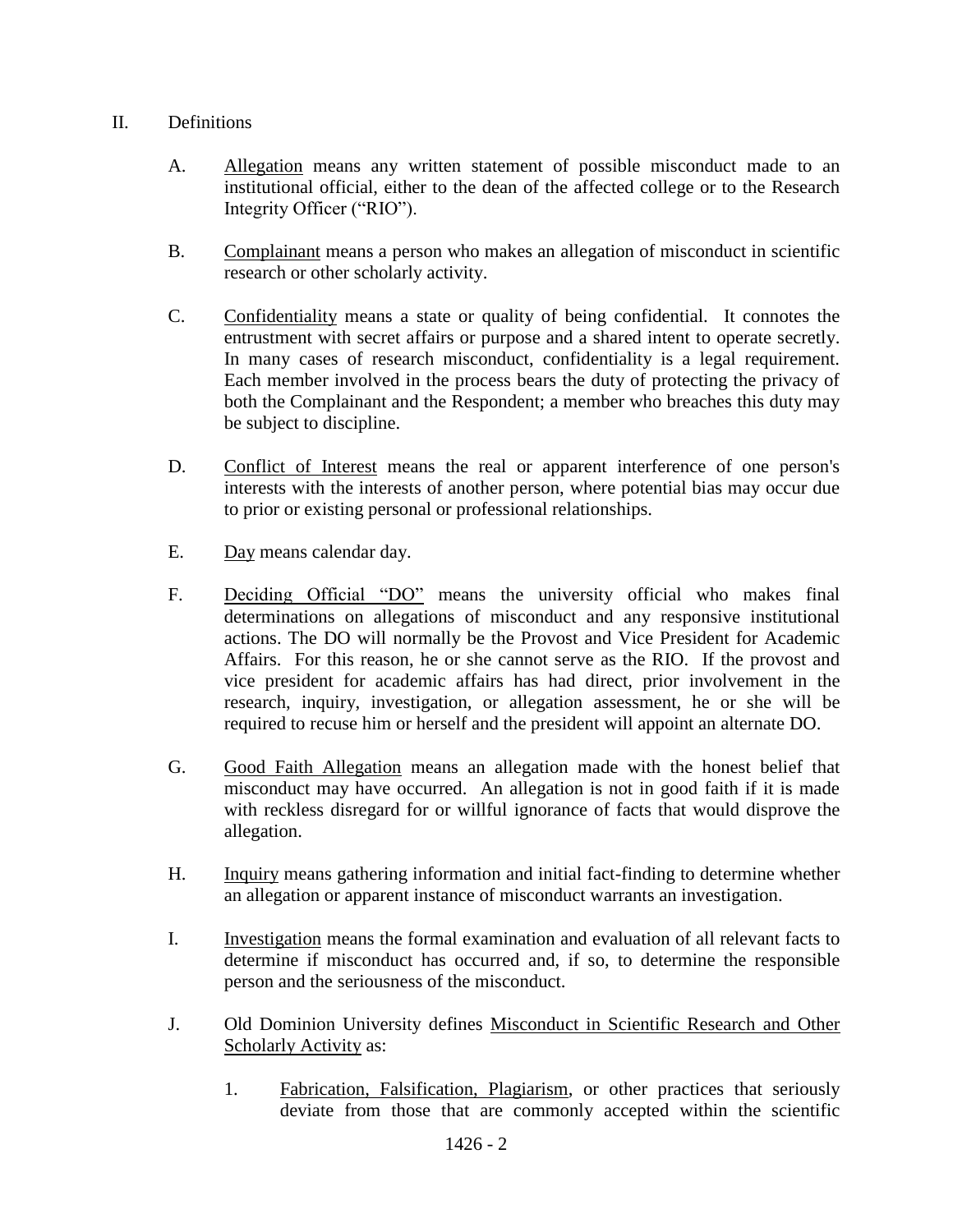## II. Definitions

A. <u>Allegation</u> means any written statement of possible misconduct made to an institutional official, either to the dean of the affected college or to the Research Integrity Officer ("RIO").

B. <u>Complainant</u> means a person who makes an allegation of misconduct in scientific research or other scholarly activity.

C. <u>Confidentiality</u> means a state or quality of being confidential. It connotes the entrustment with secret affairs or purpose and a shared intent to operate secretly. In many cases of research misconduct, confidentiality is a legal requirement. Each member involved in the process bears the duty of protecting the privacy of both the Complainant and the Respondent; a member who breaches this duty may be subject to discipline.

D. <u>Conflict of Interest</u> means the real or apparent interference of one person's interests with the interests of another person, where potential bias may occur due to prior or existing personal or professional relationships.

E. <u>Day</u> means calendar day.

F. <u>Deciding Official "DO"</u> means the university official who makes final determinations on allegations of misconduct and any responsive institutional actions. The DO will normally be the Provost and Vice President for Academic Affairs. For this reason, he or she cannot serve as the RIO. If the provost and vice president for academic affairs has had direct, prior involvement in the research, inquiry, investigation, or allegation assessment, he or she will be required to recuse him or herself and the president will appoint an alternate DO.

G. <u>Good Faith Allegation</u> means an allegation made with the honest belief that misconduct may have occurred. An allegation is not in good faith if it is made with reckless disregard for or willful ignorance of facts that would disprove the allegation.

H. <u>Inquiry</u> means gathering information and initial fact-finding to determine whether an allegation or apparent instance of misconduct warrants an investigation.

I. <u>Investigation</u> means the formal examination and evaluation of all relevant facts to determine if misconduct has occurred and, if so, to determine the responsible person and the seriousness of the misconduct.

J. Old Dominion University defines <u>Misconduct in Scientific Research and Other Scholarly Activity</u> as:

1. <u>Fabrication, Falsification, Plagiarism</u>, or other practices that seriously deviate from those that are commonly accepted within the scientific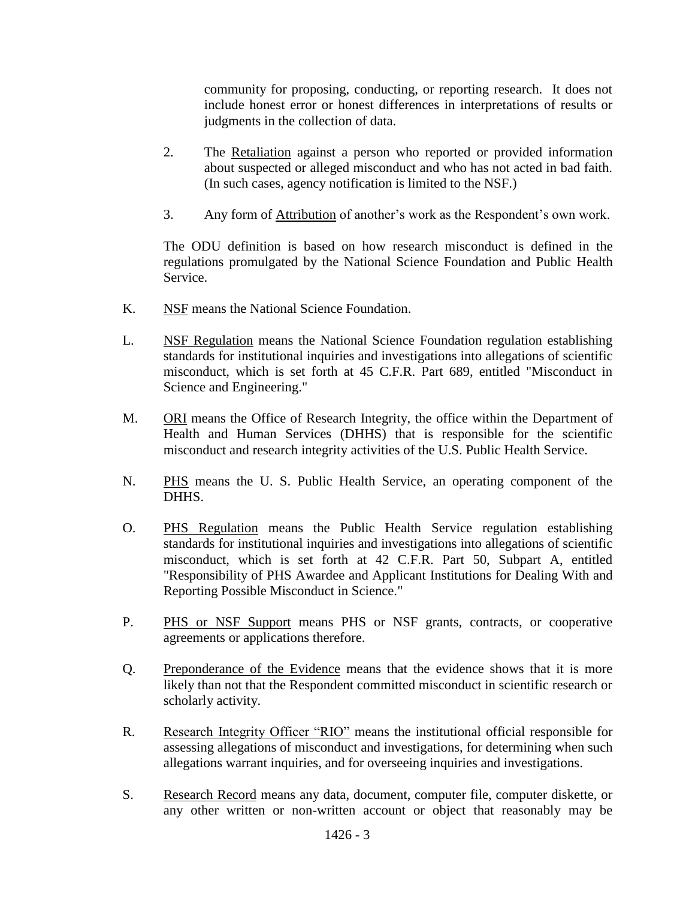community for proposing, conducting, or reporting research. It does not include honest error or honest differences in interpretations of results or judgments in the collection of data.

2. The Retaliation against a person who reported or provided information about suspected or alleged misconduct and who has not acted in bad faith. (In such cases, agency notification is limited to the NSF.)

3. Any form of Attribution of another's work as the Respondent's own work.

The ODU definition is based on how research misconduct is defined in the regulations promulgated by the National Science Foundation and Public Health Service.

K. NSF means the National Science Foundation.

L. NSF Regulation means the National Science Foundation regulation establishing standards for institutional inquiries and investigations into allegations of scientific misconduct, which is set forth at 45 C.F.R. Part 689, entitled "Misconduct in Science and Engineering."

M. ORI means the Office of Research Integrity, the office within the Department of Health and Human Services (DHHS) that is responsible for the scientific misconduct and research integrity activities of the U.S. Public Health Service.

N. PHS means the U. S. Public Health Service, an operating component of the DHHS.

O. PHS Regulation means the Public Health Service regulation establishing standards for institutional inquiries and investigations into allegations of scientific misconduct, which is set forth at 42 C.F.R. Part 50, Subpart A, entitled "Responsibility of PHS Awardee and Applicant Institutions for Dealing With and Reporting Possible Misconduct in Science."

P. PHS or NSF Support means PHS or NSF grants, contracts, or cooperative agreements or applications therefore.

Q. Preponderance of the Evidence means that the evidence shows that it is more likely than not that the Respondent committed misconduct in scientific research or scholarly activity.

R. Research Integrity Officer "RIO" means the institutional official responsible for assessing allegations of misconduct and investigations, for determining when such allegations warrant inquiries, and for overseeing inquiries and investigations.

S. Research Record means any data, document, computer file, computer diskette, or any other written or non-written account or object that reasonably may be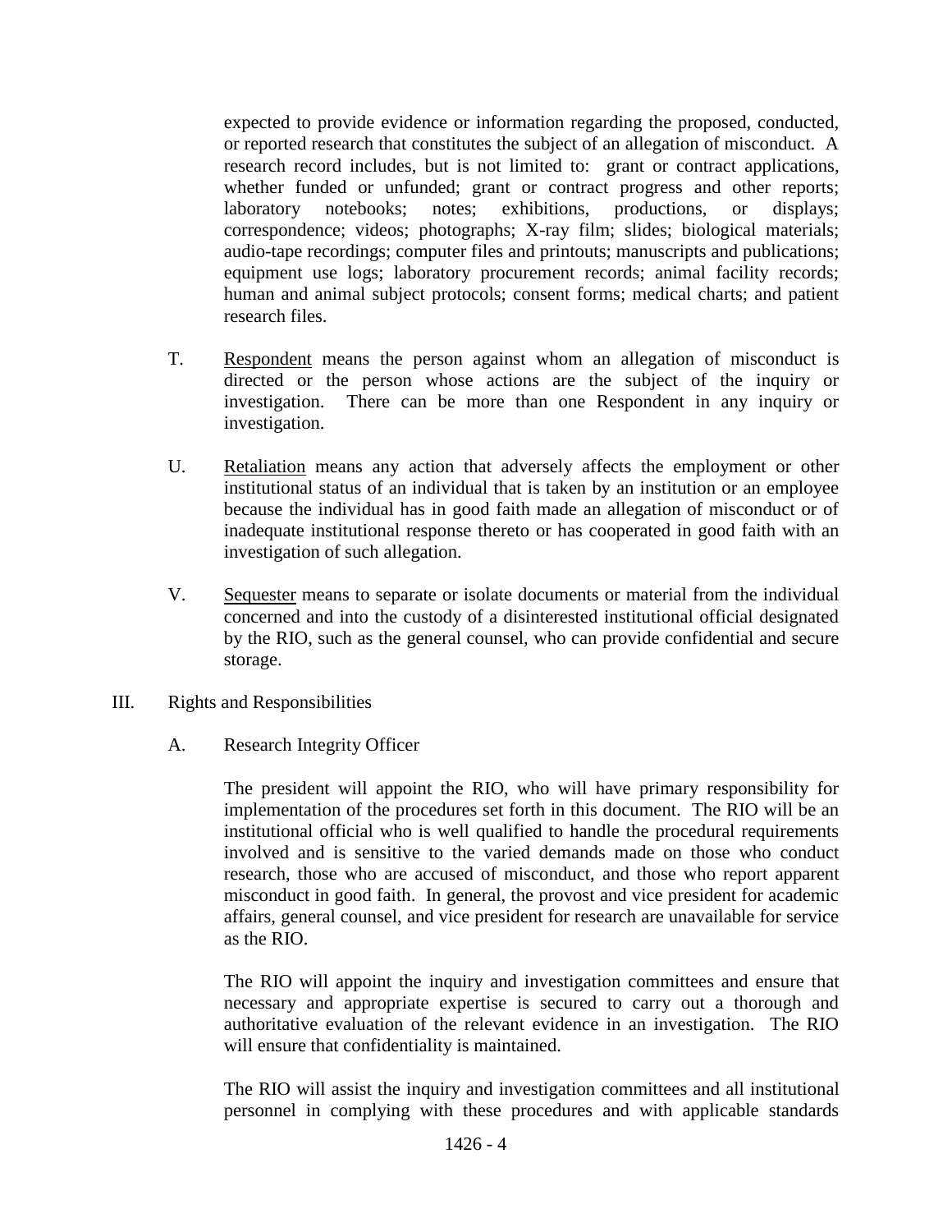expected to provide evidence or information regarding the proposed, conducted, or reported research that constitutes the subject of an allegation of misconduct. A research record includes, but is not limited to: grant or contract applications, whether funded or unfunded; grant or contract progress and other reports; laboratory notebooks; notes; exhibitions, productions, or displays; correspondence; videos; photographs; X-ray film; slides; biological materials; audio-tape recordings; computer files and printouts; manuscripts and publications; equipment use logs; laboratory procurement records; animal facility records; human and animal subject protocols; consent forms; medical charts; and patient research files.

T. Respondent means the person against whom an allegation of misconduct is directed or the person whose actions are the subject of the inquiry or investigation. There can be more than one Respondent in any inquiry or investigation.

U. Retaliation means any action that adversely affects the employment or other institutional status of an individual that is taken by an institution or an employee because the individual has in good faith made an allegation of misconduct or of inadequate institutional response thereto or has cooperated in good faith with an investigation of such allegation.

V. Sequester means to separate or isolate documents or material from the individual concerned and into the custody of a disinterested institutional official designated by the RIO, such as the general counsel, who can provide confidential and secure storage.

III. Rights and Responsibilities

A. Research Integrity Officer

The president will appoint the RIO, who will have primary responsibility for implementation of the procedures set forth in this document. The RIO will be an institutional official who is well qualified to handle the procedural requirements involved and is sensitive to the varied demands made on those who conduct research, those who are accused of misconduct, and those who report apparent misconduct in good faith. In general, the provost and vice president for academic affairs, general counsel, and vice president for research are unavailable for service as the RIO.

The RIO will appoint the inquiry and investigation committees and ensure that necessary and appropriate expertise is secured to carry out a thorough and authoritative evaluation of the relevant evidence in an investigation. The RIO will ensure that confidentiality is maintained.

The RIO will assist the inquiry and investigation committees and all institutional personnel in complying with these procedures and with applicable standards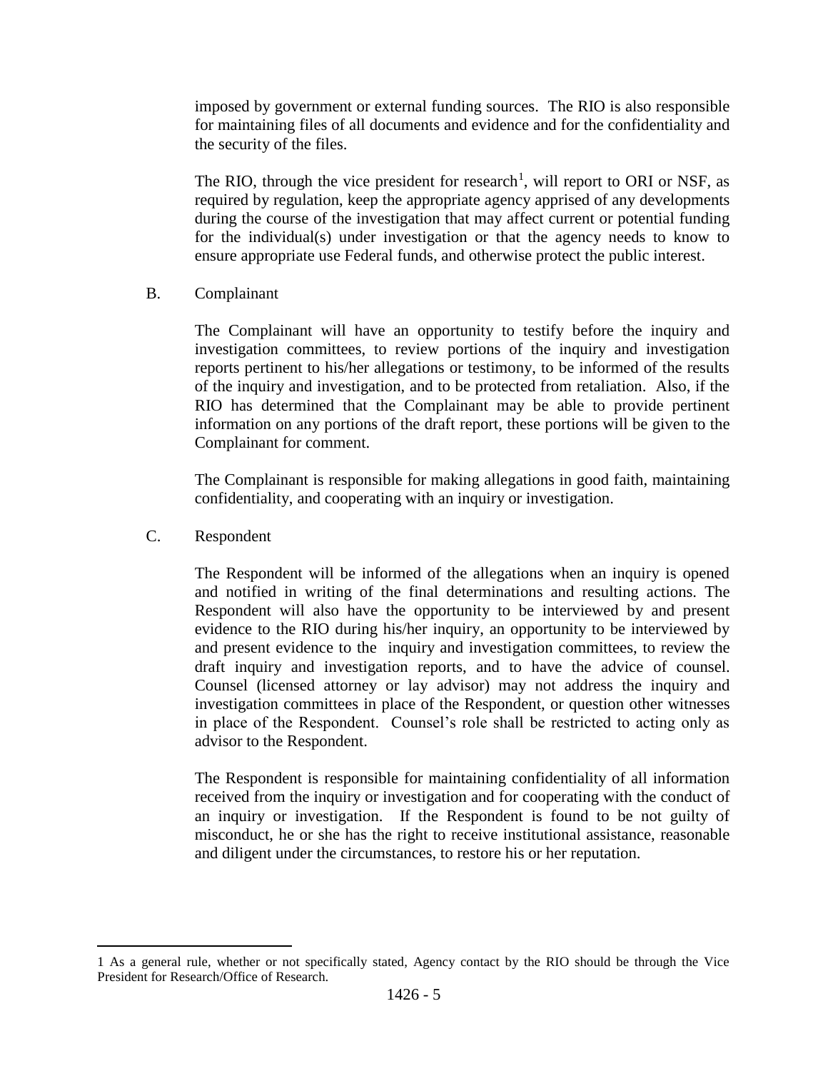imposed by government or external funding sources. The RIO is also responsible for maintaining files of all documents and evidence and for the confidentiality and the security of the files.

The RIO, through the vice president for research[1], will report to ORI or NSF, as required by regulation, keep the appropriate agency apprised of any developments during the course of the investigation that may affect current or potential funding for the individual(s) under investigation or that the agency needs to know to ensure appropriate use Federal funds, and otherwise protect the public interest.

B. Complainant

The Complainant will have an opportunity to testify before the inquiry and investigation committees, to review portions of the inquiry and investigation reports pertinent to his/her allegations or testimony, to be informed of the results of the inquiry and investigation, and to be protected from retaliation. Also, if the RIO has determined that the Complainant may be able to provide pertinent information on any portions of the draft report, these portions will be given to the Complainant for comment.

The Complainant is responsible for making allegations in good faith, maintaining confidentiality, and cooperating with an inquiry or investigation.

C. Respondent

The Respondent will be informed of the allegations when an inquiry is opened and notified in writing of the final determinations and resulting actions. The Respondent will also have the opportunity to be interviewed by and present evidence to the RIO during his/her inquiry, an opportunity to be interviewed by and present evidence to the inquiry and investigation committees, to review the draft inquiry and investigation reports, and to have the advice of counsel. Counsel (licensed attorney or lay advisor) may not address the inquiry and investigation committees in place of the Respondent, or question other witnesses in place of the Respondent. Counsel's role shall be restricted to acting only as advisor to the Respondent.

The Respondent is responsible for maintaining confidentiality of all information received from the inquiry or investigation and for cooperating with the conduct of an inquiry or investigation. If the Respondent is found to be not guilty of misconduct, he or she has the right to receive institutional assistance, reasonable and diligent under the circumstances, to restore his or her reputation.

---

1 As a general rule, whether or not specifically stated, Agency contact by the RIO should be through the Vice President for Research/Office of Research.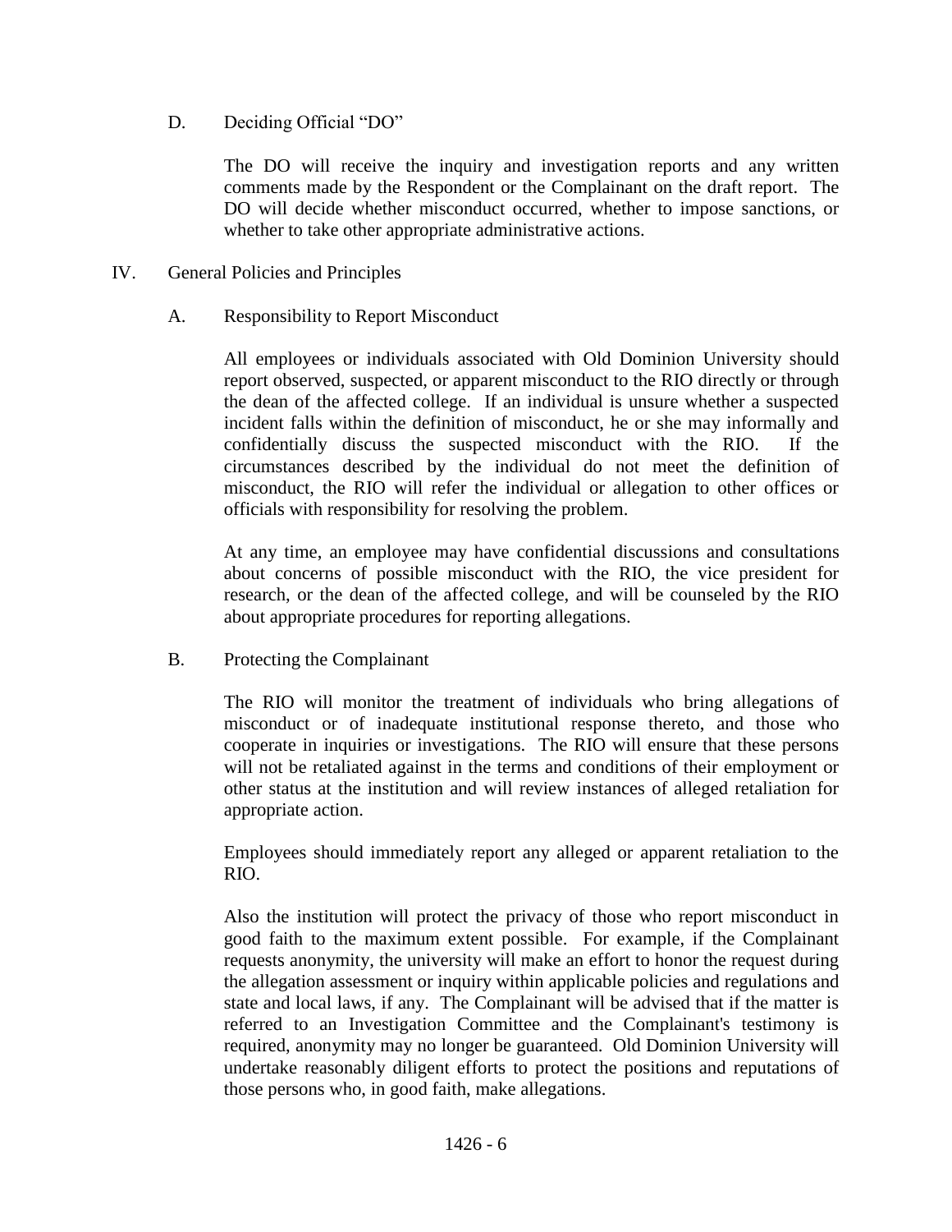### D. Deciding Official "DO"

The DO will receive the inquiry and investigation reports and any written comments made by the Respondent or the Complainant on the draft report. The DO will decide whether misconduct occurred, whether to impose sanctions, or whether to take other appropriate administrative actions.

## IV. General Policies and Principles

### A. Responsibility to Report Misconduct

All employees or individuals associated with Old Dominion University should report observed, suspected, or apparent misconduct to the RIO directly or through the dean of the affected college. If an individual is unsure whether a suspected incident falls within the definition of misconduct, he or she may informally and confidentially discuss the suspected misconduct with the RIO. If the circumstances described by the individual do not meet the definition of misconduct, the RIO will refer the individual or allegation to other offices or officials with responsibility for resolving the problem.

At any time, an employee may have confidential discussions and consultations about concerns of possible misconduct with the RIO, the vice president for research, or the dean of the affected college, and will be counseled by the RIO about appropriate procedures for reporting allegations.

### B. Protecting the Complainant

The RIO will monitor the treatment of individuals who bring allegations of misconduct or of inadequate institutional response thereto, and those who cooperate in inquiries or investigations. The RIO will ensure that these persons will not be retaliated against in the terms and conditions of their employment or other status at the institution and will review instances of alleged retaliation for appropriate action.

Employees should immediately report any alleged or apparent retaliation to the RIO.

Also the institution will protect the privacy of those who report misconduct in good faith to the maximum extent possible. For example, if the Complainant requests anonymity, the university will make an effort to honor the request during the allegation assessment or inquiry within applicable policies and regulations and state and local laws, if any. The Complainant will be advised that if the matter is referred to an Investigation Committee and the Complainant's testimony is required, anonymity may no longer be guaranteed. Old Dominion University will undertake reasonably diligent efforts to protect the positions and reputations of those persons who, in good faith, make allegations.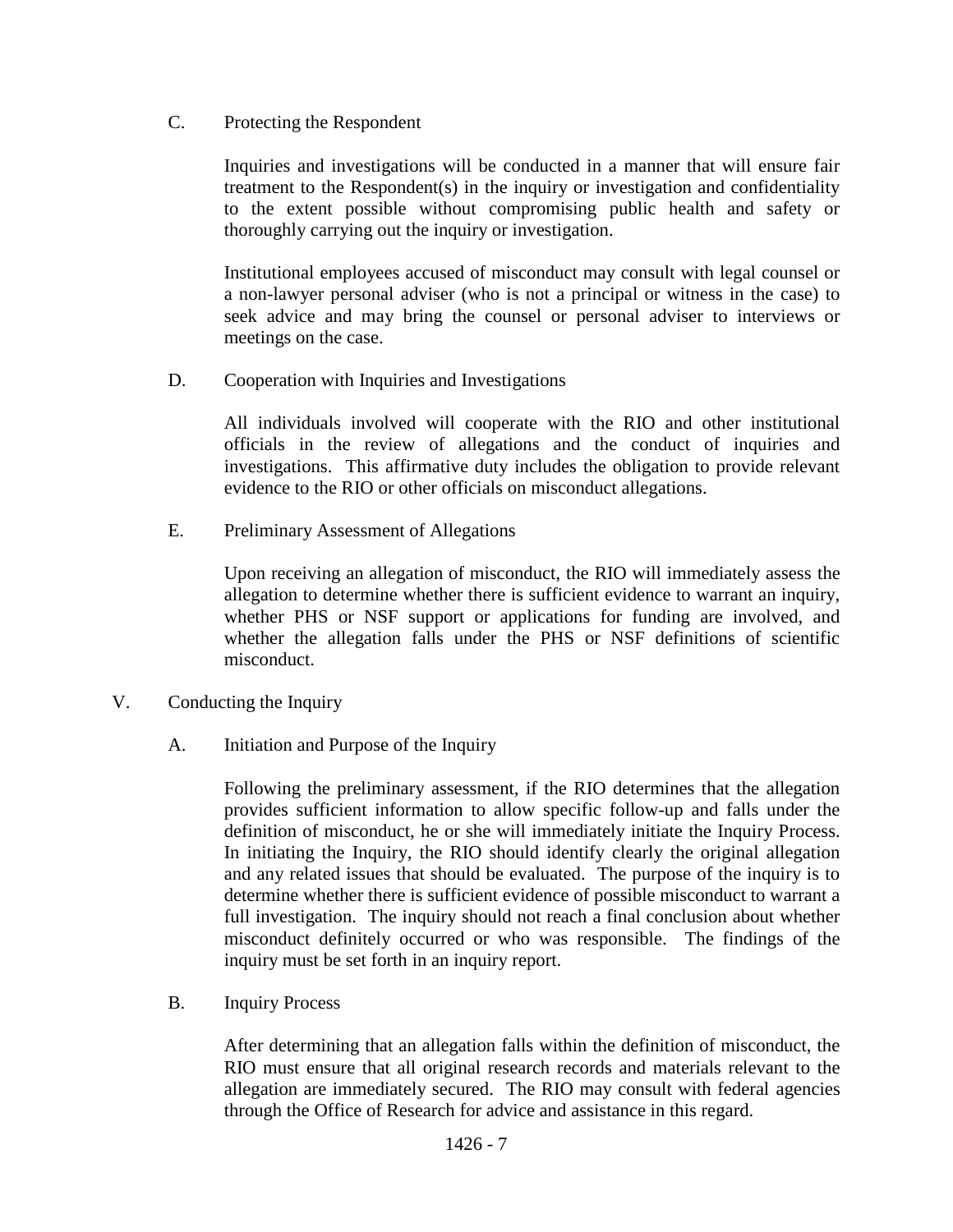### C. Protecting the Respondent

Inquiries and investigations will be conducted in a manner that will ensure fair treatment to the Respondent(s) in the inquiry or investigation and confidentiality to the extent possible without compromising public health and safety or thoroughly carrying out the inquiry or investigation.

Institutional employees accused of misconduct may consult with legal counsel or a non-lawyer personal adviser (who is not a principal or witness in the case) to seek advice and may bring the counsel or personal adviser to interviews or meetings on the case.

### D. Cooperation with Inquiries and Investigations

All individuals involved will cooperate with the RIO and other institutional officials in the review of allegations and the conduct of inquiries and investigations. This affirmative duty includes the obligation to provide relevant evidence to the RIO or other officials on misconduct allegations.

### E. Preliminary Assessment of Allegations

Upon receiving an allegation of misconduct, the RIO will immediately assess the allegation to determine whether there is sufficient evidence to warrant an inquiry, whether PHS or NSF support or applications for funding are involved, and whether the allegation falls under the PHS or NSF definitions of scientific misconduct.

## V. Conducting the Inquiry

### A. Initiation and Purpose of the Inquiry

Following the preliminary assessment, if the RIO determines that the allegation provides sufficient information to allow specific follow-up and falls under the definition of misconduct, he or she will immediately initiate the Inquiry Process. In initiating the Inquiry, the RIO should identify clearly the original allegation and any related issues that should be evaluated. The purpose of the inquiry is to determine whether there is sufficient evidence of possible misconduct to warrant a full investigation. The inquiry should not reach a final conclusion about whether misconduct definitely occurred or who was responsible. The findings of the inquiry must be set forth in an inquiry report.

### B. Inquiry Process

After determining that an allegation falls within the definition of misconduct, the RIO must ensure that all original research records and materials relevant to the allegation are immediately secured. The RIO may consult with federal agencies through the Office of Research for advice and assistance in this regard.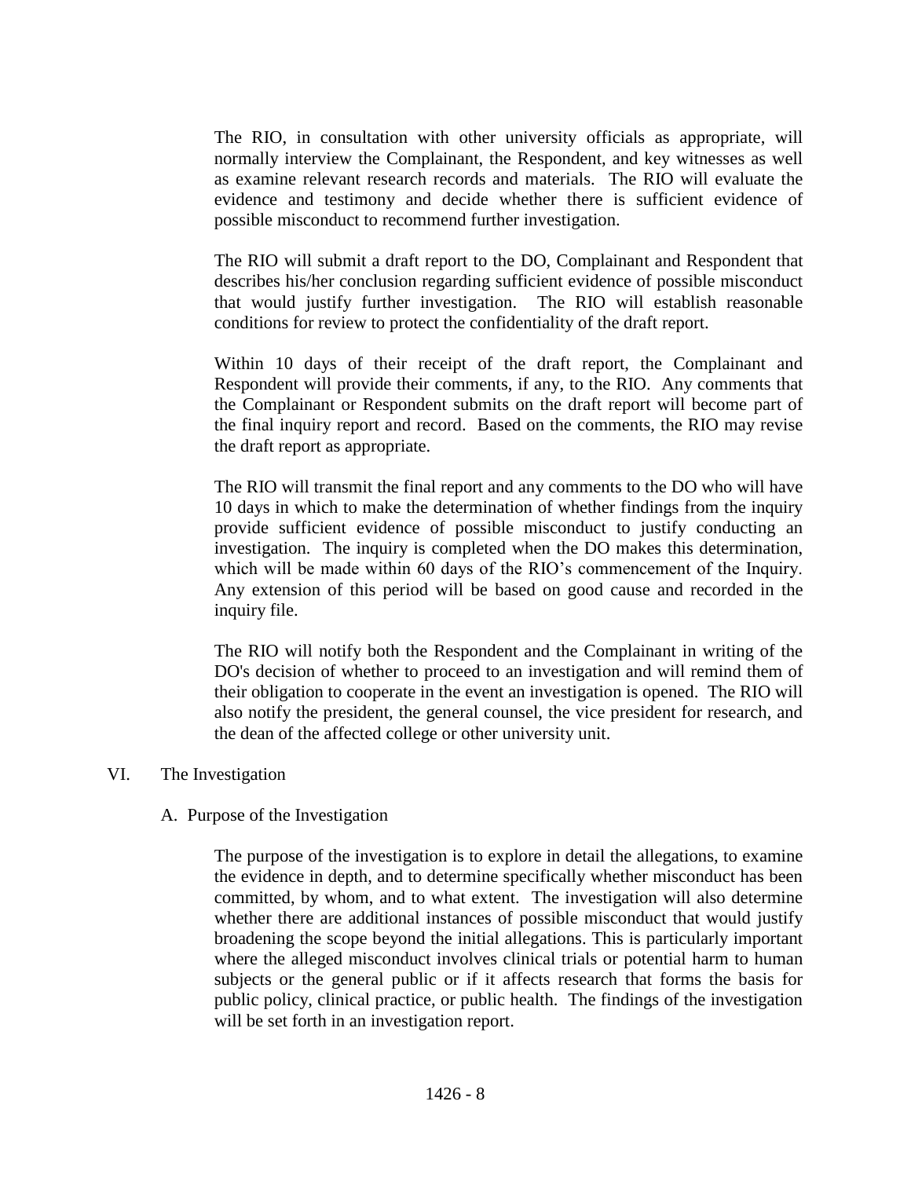The RIO, in consultation with other university officials as appropriate, will normally interview the Complainant, the Respondent, and key witnesses as well as examine relevant research records and materials. The RIO will evaluate the evidence and testimony and decide whether there is sufficient evidence of possible misconduct to recommend further investigation.

The RIO will submit a draft report to the DO, Complainant and Respondent that describes his/her conclusion regarding sufficient evidence of possible misconduct that would justify further investigation. The RIO will establish reasonable conditions for review to protect the confidentiality of the draft report.

Within 10 days of their receipt of the draft report, the Complainant and Respondent will provide their comments, if any, to the RIO. Any comments that the Complainant or Respondent submits on the draft report will become part of the final inquiry report and record. Based on the comments, the RIO may revise the draft report as appropriate.

The RIO will transmit the final report and any comments to the DO who will have 10 days in which to make the determination of whether findings from the inquiry provide sufficient evidence of possible misconduct to justify conducting an investigation. The inquiry is completed when the DO makes this determination, which will be made within 60 days of the RIO's commencement of the Inquiry. Any extension of this period will be based on good cause and recorded in the inquiry file.

The RIO will notify both the Respondent and the Complainant in writing of the DO's decision of whether to proceed to an investigation and will remind them of their obligation to cooperate in the event an investigation is opened. The RIO will also notify the president, the general counsel, the vice president for research, and the dean of the affected college or other university unit.

## VI. The Investigation

### A. Purpose of the Investigation

The purpose of the investigation is to explore in detail the allegations, to examine the evidence in depth, and to determine specifically whether misconduct has been committed, by whom, and to what extent. The investigation will also determine whether there are additional instances of possible misconduct that would justify broadening the scope beyond the initial allegations. This is particularly important where the alleged misconduct involves clinical trials or potential harm to human subjects or the general public or if it affects research that forms the basis for public policy, clinical practice, or public health. The findings of the investigation will be set forth in an investigation report.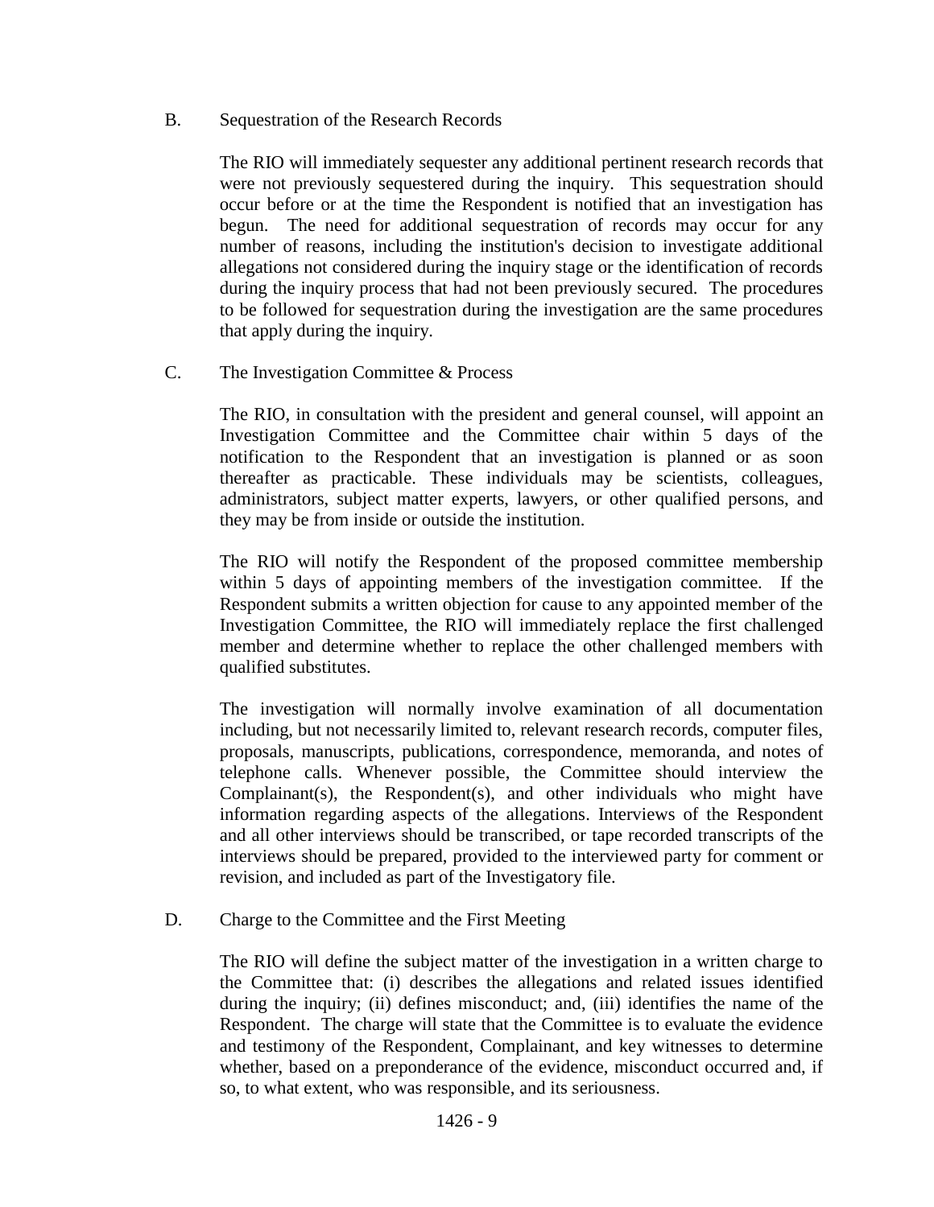### B. Sequestration of the Research Records

The RIO will immediately sequester any additional pertinent research records that were not previously sequestered during the inquiry. This sequestration should occur before or at the time the Respondent is notified that an investigation has begun. The need for additional sequestration of records may occur for any number of reasons, including the institution's decision to investigate additional allegations not considered during the inquiry stage or the identification of records during the inquiry process that had not been previously secured. The procedures to be followed for sequestration during the investigation are the same procedures that apply during the inquiry.

### C. The Investigation Committee & Process

The RIO, in consultation with the president and general counsel, will appoint an Investigation Committee and the Committee chair within 5 days of the notification to the Respondent that an investigation is planned or as soon thereafter as practicable. These individuals may be scientists, colleagues, administrators, subject matter experts, lawyers, or other qualified persons, and they may be from inside or outside the institution.

The RIO will notify the Respondent of the proposed committee membership within 5 days of appointing members of the investigation committee. If the Respondent submits a written objection for cause to any appointed member of the Investigation Committee, the RIO will immediately replace the first challenged member and determine whether to replace the other challenged members with qualified substitutes.

The investigation will normally involve examination of all documentation including, but not necessarily limited to, relevant research records, computer files, proposals, manuscripts, publications, correspondence, memoranda, and notes of telephone calls. Whenever possible, the Committee should interview the Complainant(s), the Respondent(s), and other individuals who might have information regarding aspects of the allegations. Interviews of the Respondent and all other interviews should be transcribed, or tape recorded transcripts of the interviews should be prepared, provided to the interviewed party for comment or revision, and included as part of the Investigatory file.

### D. Charge to the Committee and the First Meeting

The RIO will define the subject matter of the investigation in a written charge to the Committee that: (i) describes the allegations and related issues identified during the inquiry; (ii) defines misconduct; and, (iii) identifies the name of the Respondent. The charge will state that the Committee is to evaluate the evidence and testimony of the Respondent, Complainant, and key witnesses to determine whether, based on a preponderance of the evidence, misconduct occurred and, if so, to what extent, who was responsible, and its seriousness.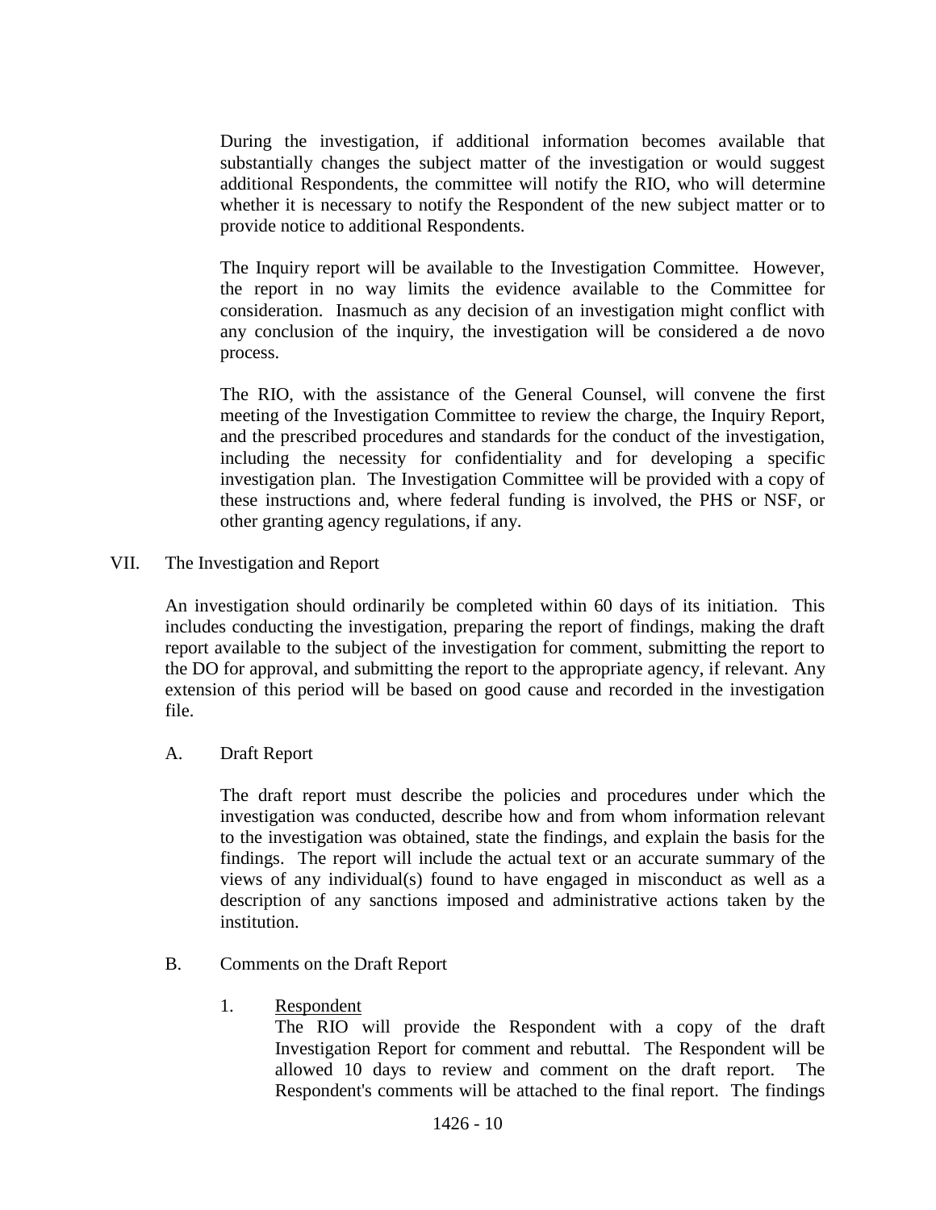During the investigation, if additional information becomes available that substantially changes the subject matter of the investigation or would suggest additional Respondents, the committee will notify the RIO, who will determine whether it is necessary to notify the Respondent of the new subject matter or to provide notice to additional Respondents.

The Inquiry report will be available to the Investigation Committee. However, the report in no way limits the evidence available to the Committee for consideration. Inasmuch as any decision of an investigation might conflict with any conclusion of the inquiry, the investigation will be considered a de novo process.

The RIO, with the assistance of the General Counsel, will convene the first meeting of the Investigation Committee to review the charge, the Inquiry Report, and the prescribed procedures and standards for the conduct of the investigation, including the necessity for confidentiality and for developing a specific investigation plan. The Investigation Committee will be provided with a copy of these instructions and, where federal funding is involved, the PHS or NSF, or other granting agency regulations, if any.

## VII. The Investigation and Report

An investigation should ordinarily be completed within 60 days of its initiation. This includes conducting the investigation, preparing the report of findings, making the draft report available to the subject of the investigation for comment, submitting the report to the DO for approval, and submitting the report to the appropriate agency, if relevant. Any extension of this period will be based on good cause and recorded in the investigation file.

### A. Draft Report

The draft report must describe the policies and procedures under which the investigation was conducted, describe how and from whom information relevant to the investigation was obtained, state the findings, and explain the basis for the findings. The report will include the actual text or an accurate summary of the views of any individual(s) found to have engaged in misconduct as well as a description of any sanctions imposed and administrative actions taken by the institution.

### B. Comments on the Draft Report

1. <u>Respondent</u>
   The RIO will provide the Respondent with a copy of the draft Investigation Report for comment and rebuttal. The Respondent will be allowed 10 days to review and comment on the draft report. The Respondent's comments will be attached to the final report. The findings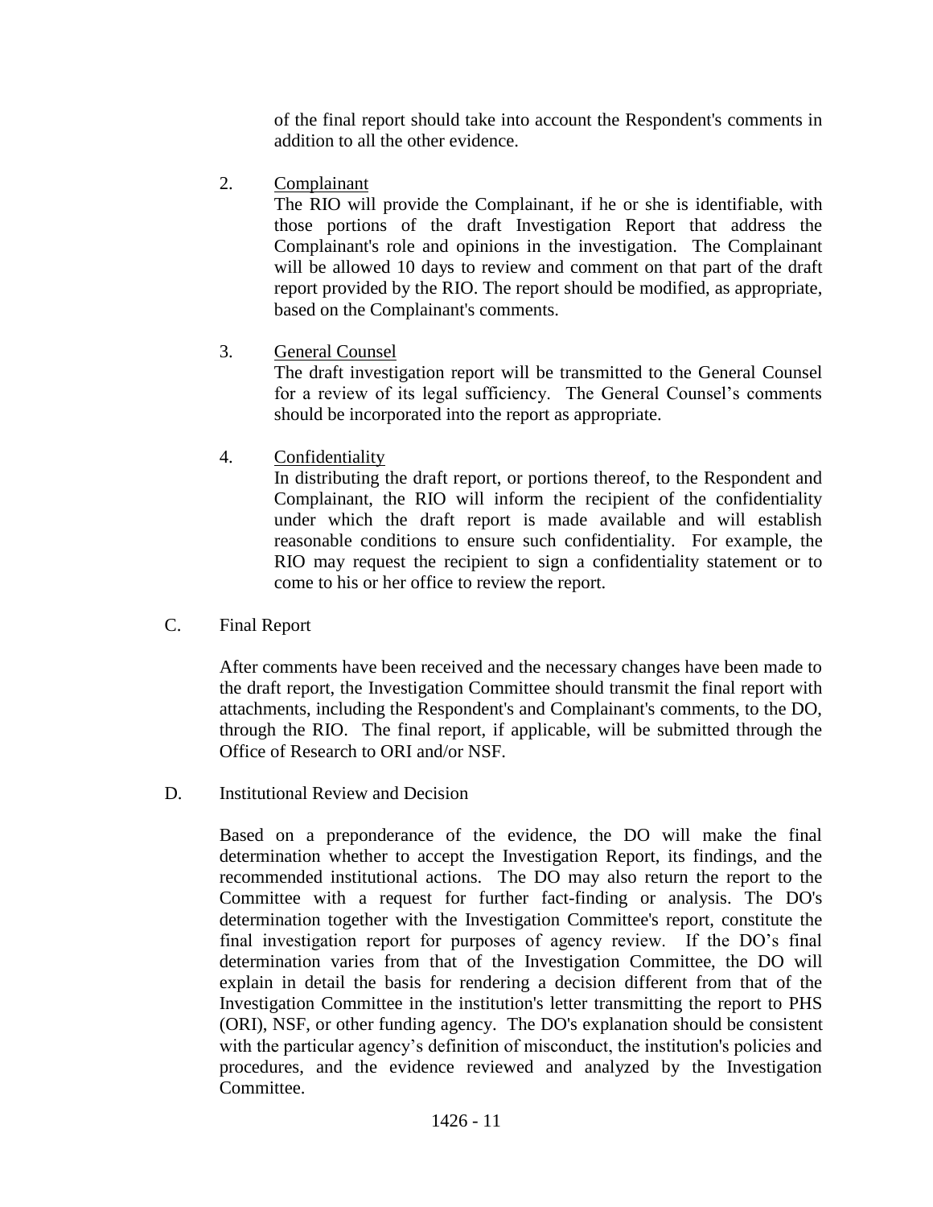of the final report should take into account the Respondent's comments in addition to all the other evidence.

2. Complainant

   The RIO will provide the Complainant, if he or she is identifiable, with those portions of the draft Investigation Report that address the Complainant's role and opinions in the investigation. The Complainant will be allowed 10 days to review and comment on that part of the draft report provided by the RIO. The report should be modified, as appropriate, based on the Complainant's comments.

3. General Counsel

   The draft investigation report will be transmitted to the General Counsel for a review of its legal sufficiency. The General Counsel's comments should be incorporated into the report as appropriate.

4. Confidentiality

   In distributing the draft report, or portions thereof, to the Respondent and Complainant, the RIO will inform the recipient of the confidentiality under which the draft report is made available and will establish reasonable conditions to ensure such confidentiality. For example, the RIO may request the recipient to sign a confidentiality statement or to come to his or her office to review the report.

C. Final Report

After comments have been received and the necessary changes have been made to the draft report, the Investigation Committee should transmit the final report with attachments, including the Respondent's and Complainant's comments, to the DO, through the RIO. The final report, if applicable, will be submitted through the Office of Research to ORI and/or NSF.

D. Institutional Review and Decision

Based on a preponderance of the evidence, the DO will make the final determination whether to accept the Investigation Report, its findings, and the recommended institutional actions. The DO may also return the report to the Committee with a request for further fact-finding or analysis. The DO's determination together with the Investigation Committee's report, constitute the final investigation report for purposes of agency review. If the DO's final determination varies from that of the Investigation Committee, the DO will explain in detail the basis for rendering a decision different from that of the Investigation Committee in the institution's letter transmitting the report to PHS (ORI), NSF, or other funding agency. The DO's explanation should be consistent with the particular agency's definition of misconduct, the institution's policies and procedures, and the evidence reviewed and analyzed by the Investigation Committee.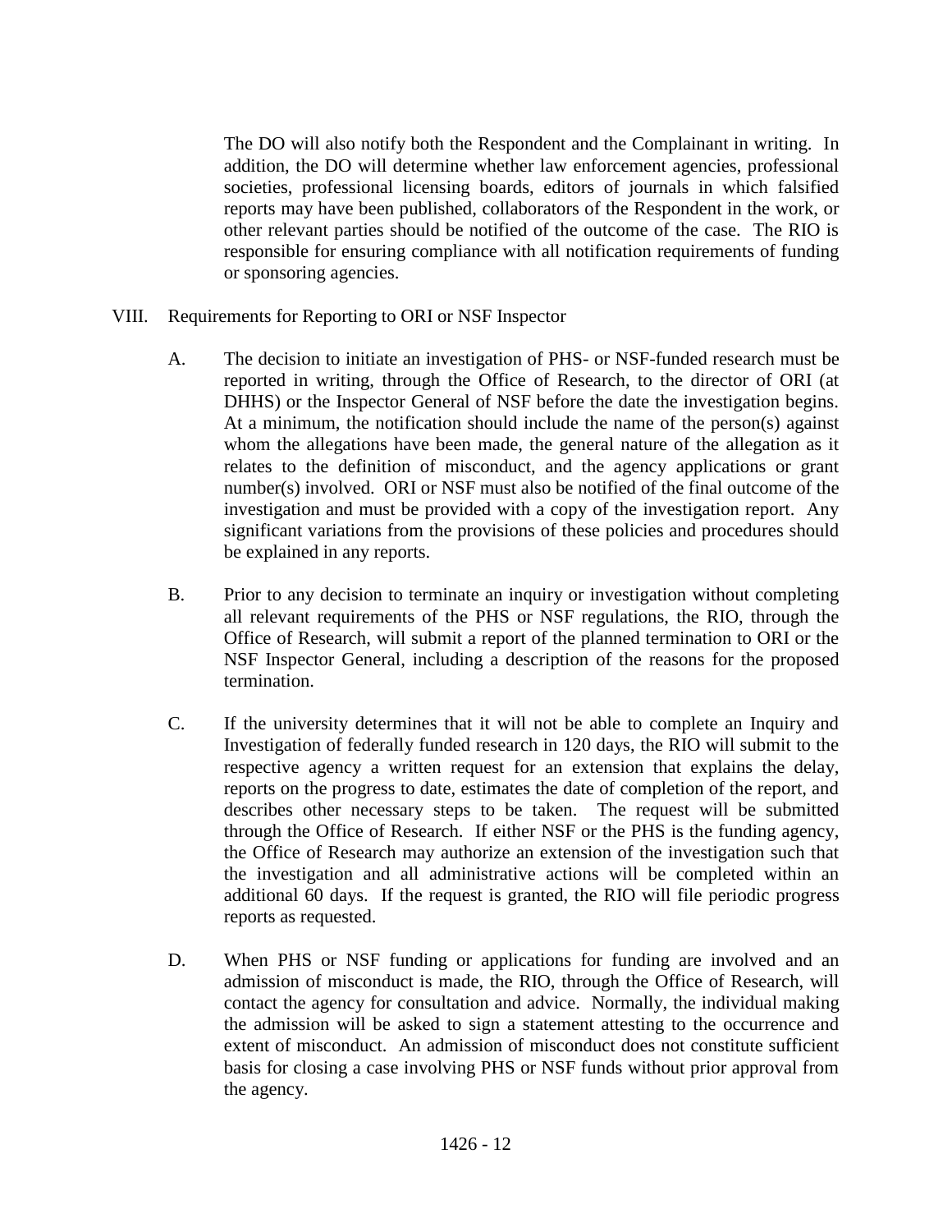The DO will also notify both the Respondent and the Complainant in writing. In addition, the DO will determine whether law enforcement agencies, professional societies, professional licensing boards, editors of journals in which falsified reports may have been published, collaborators of the Respondent in the work, or other relevant parties should be notified of the outcome of the case. The RIO is responsible for ensuring compliance with all notification requirements of funding or sponsoring agencies.

## VIII. Requirements for Reporting to ORI or NSF Inspector

A. The decision to initiate an investigation of PHS- or NSF-funded research must be reported in writing, through the Office of Research, to the director of ORI (at DHHS) or the Inspector General of NSF before the date the investigation begins. At a minimum, the notification should include the name of the person(s) against whom the allegations have been made, the general nature of the allegation as it relates to the definition of misconduct, and the agency applications or grant number(s) involved. ORI or NSF must also be notified of the final outcome of the investigation and must be provided with a copy of the investigation report. Any significant variations from the provisions of these policies and procedures should be explained in any reports.

B. Prior to any decision to terminate an inquiry or investigation without completing all relevant requirements of the PHS or NSF regulations, the RIO, through the Office of Research, will submit a report of the planned termination to ORI or the NSF Inspector General, including a description of the reasons for the proposed termination.

C. If the university determines that it will not be able to complete an Inquiry and Investigation of federally funded research in 120 days, the RIO will submit to the respective agency a written request for an extension that explains the delay, reports on the progress to date, estimates the date of completion of the report, and describes other necessary steps to be taken. The request will be submitted through the Office of Research. If either NSF or the PHS is the funding agency, the Office of Research may authorize an extension of the investigation such that the investigation and all administrative actions will be completed within an additional 60 days. If the request is granted, the RIO will file periodic progress reports as requested.

D. When PHS or NSF funding or applications for funding are involved and an admission of misconduct is made, the RIO, through the Office of Research, will contact the agency for consultation and advice. Normally, the individual making the admission will be asked to sign a statement attesting to the occurrence and extent of misconduct. An admission of misconduct does not constitute sufficient basis for closing a case involving PHS or NSF funds without prior approval from the agency.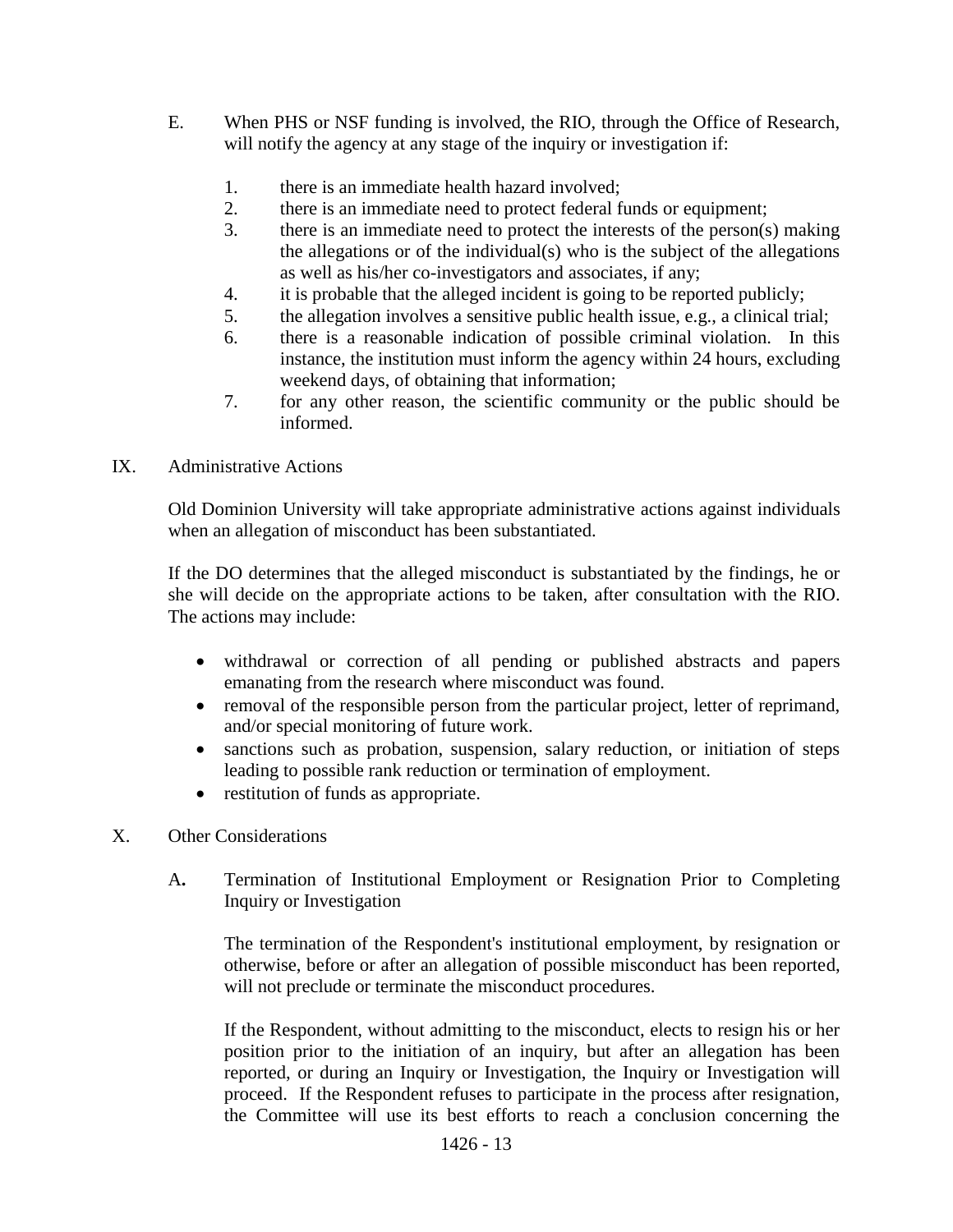E. When PHS or NSF funding is involved, the RIO, through the Office of Research, will notify the agency at any stage of the inquiry or investigation if:

1. there is an immediate health hazard involved;
2. there is an immediate need to protect federal funds or equipment;
3. there is an immediate need to protect the interests of the person(s) making the allegations or of the individual(s) who is the subject of the allegations as well as his/her co-investigators and associates, if any;
4. it is probable that the alleged incident is going to be reported publicly;
5. the allegation involves a sensitive public health issue, e.g., a clinical trial;
6. there is a reasonable indication of possible criminal violation. In this instance, the institution must inform the agency within 24 hours, excluding weekend days, of obtaining that information;
7. for any other reason, the scientific community or the public should be informed.

## IX. Administrative Actions

Old Dominion University will take appropriate administrative actions against individuals when an allegation of misconduct has been substantiated.

If the DO determines that the alleged misconduct is substantiated by the findings, he or she will decide on the appropriate actions to be taken, after consultation with the RIO. The actions may include:

- withdrawal or correction of all pending or published abstracts and papers emanating from the research where misconduct was found.
- removal of the responsible person from the particular project, letter of reprimand, and/or special monitoring of future work.
- sanctions such as probation, suspension, salary reduction, or initiation of steps leading to possible rank reduction or termination of employment.
- restitution of funds as appropriate.

## X. Other Considerations

**A.** Termination of Institutional Employment or Resignation Prior to Completing Inquiry or Investigation

The termination of the Respondent's institutional employment, by resignation or otherwise, before or after an allegation of possible misconduct has been reported, will not preclude or terminate the misconduct procedures.

If the Respondent, without admitting to the misconduct, elects to resign his or her position prior to the initiation of an inquiry, but after an allegation has been reported, or during an Inquiry or Investigation, the Inquiry or Investigation will proceed. If the Respondent refuses to participate in the process after resignation, the Committee will use its best efforts to reach a conclusion concerning the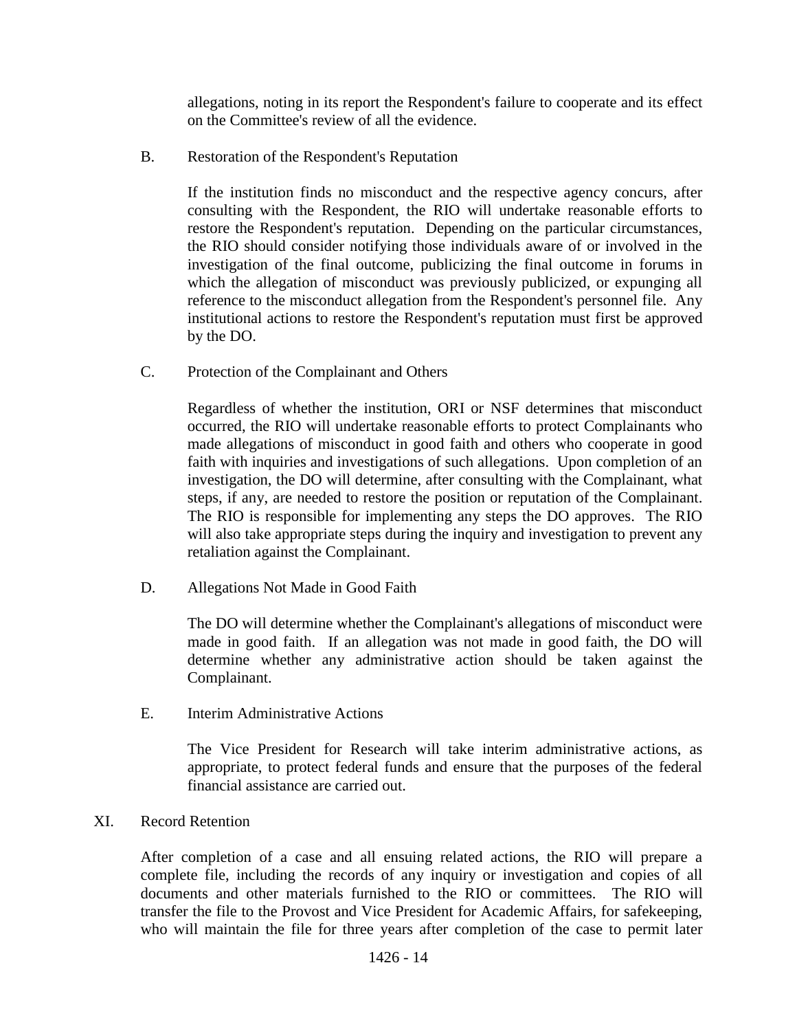allegations, noting in its report the Respondent's failure to cooperate and its effect on the Committee's review of all the evidence.

### B. Restoration of the Respondent's Reputation

If the institution finds no misconduct and the respective agency concurs, after consulting with the Respondent, the RIO will undertake reasonable efforts to restore the Respondent's reputation. Depending on the particular circumstances, the RIO should consider notifying those individuals aware of or involved in the investigation of the final outcome, publicizing the final outcome in forums in which the allegation of misconduct was previously publicized, or expunging all reference to the misconduct allegation from the Respondent's personnel file. Any institutional actions to restore the Respondent's reputation must first be approved by the DO.

### C. Protection of the Complainant and Others

Regardless of whether the institution, ORI or NSF determines that misconduct occurred, the RIO will undertake reasonable efforts to protect Complainants who made allegations of misconduct in good faith and others who cooperate in good faith with inquiries and investigations of such allegations. Upon completion of an investigation, the DO will determine, after consulting with the Complainant, what steps, if any, are needed to restore the position or reputation of the Complainant. The RIO is responsible for implementing any steps the DO approves. The RIO will also take appropriate steps during the inquiry and investigation to prevent any retaliation against the Complainant.

### D. Allegations Not Made in Good Faith

The DO will determine whether the Complainant's allegations of misconduct were made in good faith. If an allegation was not made in good faith, the DO will determine whether any administrative action should be taken against the Complainant.

### E. Interim Administrative Actions

The Vice President for Research will take interim administrative actions, as appropriate, to protect federal funds and ensure that the purposes of the federal financial assistance are carried out.

## XI. Record Retention

After completion of a case and all ensuing related actions, the RIO will prepare a complete file, including the records of any inquiry or investigation and copies of all documents and other materials furnished to the RIO or committees. The RIO will transfer the file to the Provost and Vice President for Academic Affairs, for safekeeping, who will maintain the file for three years after completion of the case to permit later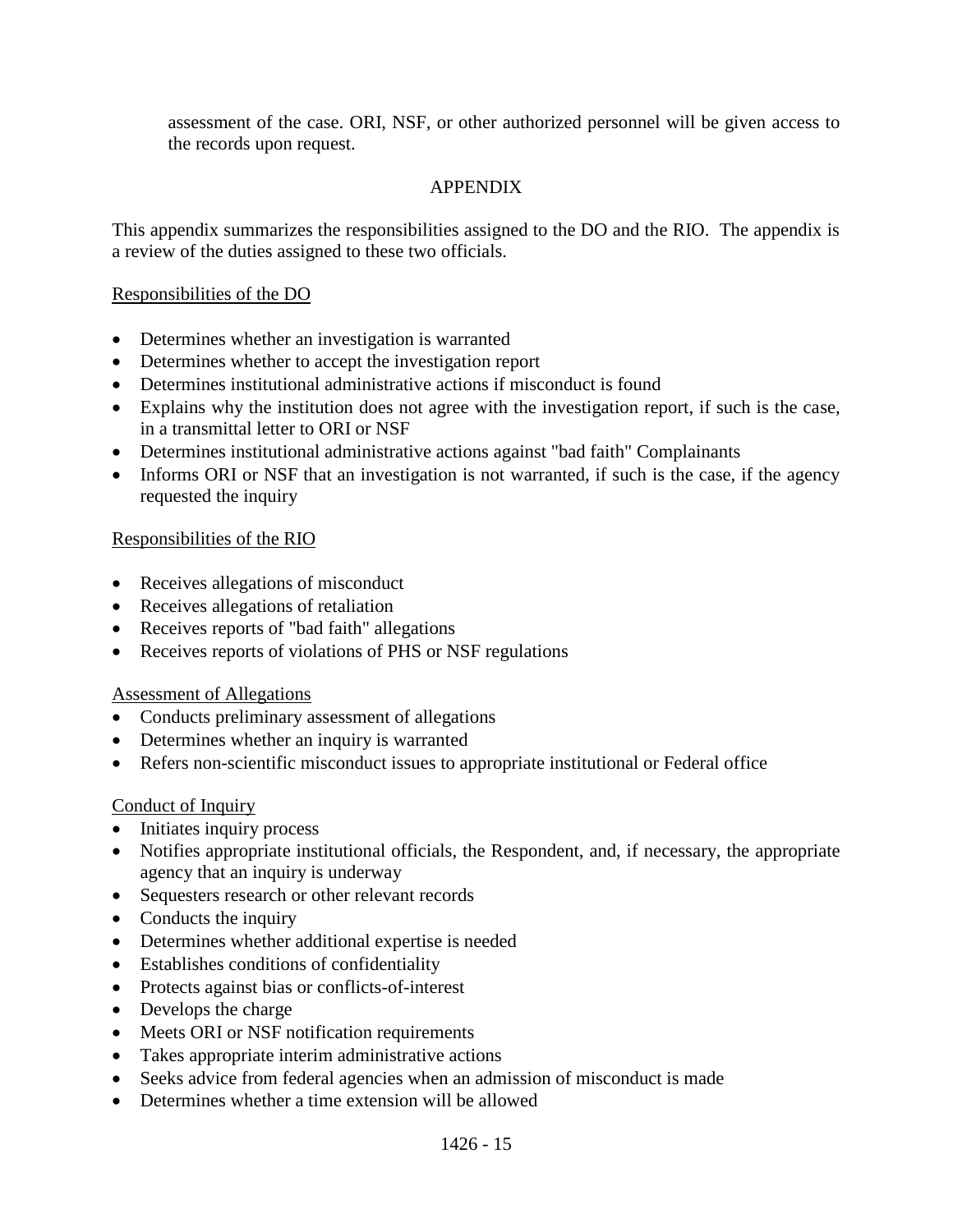assessment of the case. ORI, NSF, or other authorized personnel will be given access to the records upon request.

## APPENDIX

This appendix summarizes the responsibilities assigned to the DO and the RIO. The appendix is a review of the duties assigned to these two officials.

### Responsibilities of the DO

- Determines whether an investigation is warranted
- Determines whether to accept the investigation report
- Determines institutional administrative actions if misconduct is found
- Explains why the institution does not agree with the investigation report, if such is the case, in a transmittal letter to ORI or NSF
- Determines institutional administrative actions against "bad faith" Complainants
- Informs ORI or NSF that an investigation is not warranted, if such is the case, if the agency requested the inquiry

### Responsibilities of the RIO

- Receives allegations of misconduct
- Receives allegations of retaliation
- Receives reports of "bad faith" allegations
- Receives reports of violations of PHS or NSF regulations

### Assessment of Allegations

- Conducts preliminary assessment of allegations
- Determines whether an inquiry is warranted
- Refers non-scientific misconduct issues to appropriate institutional or Federal office

### Conduct of Inquiry

- Initiates inquiry process
- Notifies appropriate institutional officials, the Respondent, and, if necessary, the appropriate agency that an inquiry is underway
- Sequesters research or other relevant records
- Conducts the inquiry
- Determines whether additional expertise is needed
- Establishes conditions of confidentiality
- Protects against bias or conflicts-of-interest
- Develops the charge
- Meets ORI or NSF notification requirements
- Takes appropriate interim administrative actions
- Seeks advice from federal agencies when an admission of misconduct is made
- Determines whether a time extension will be allowed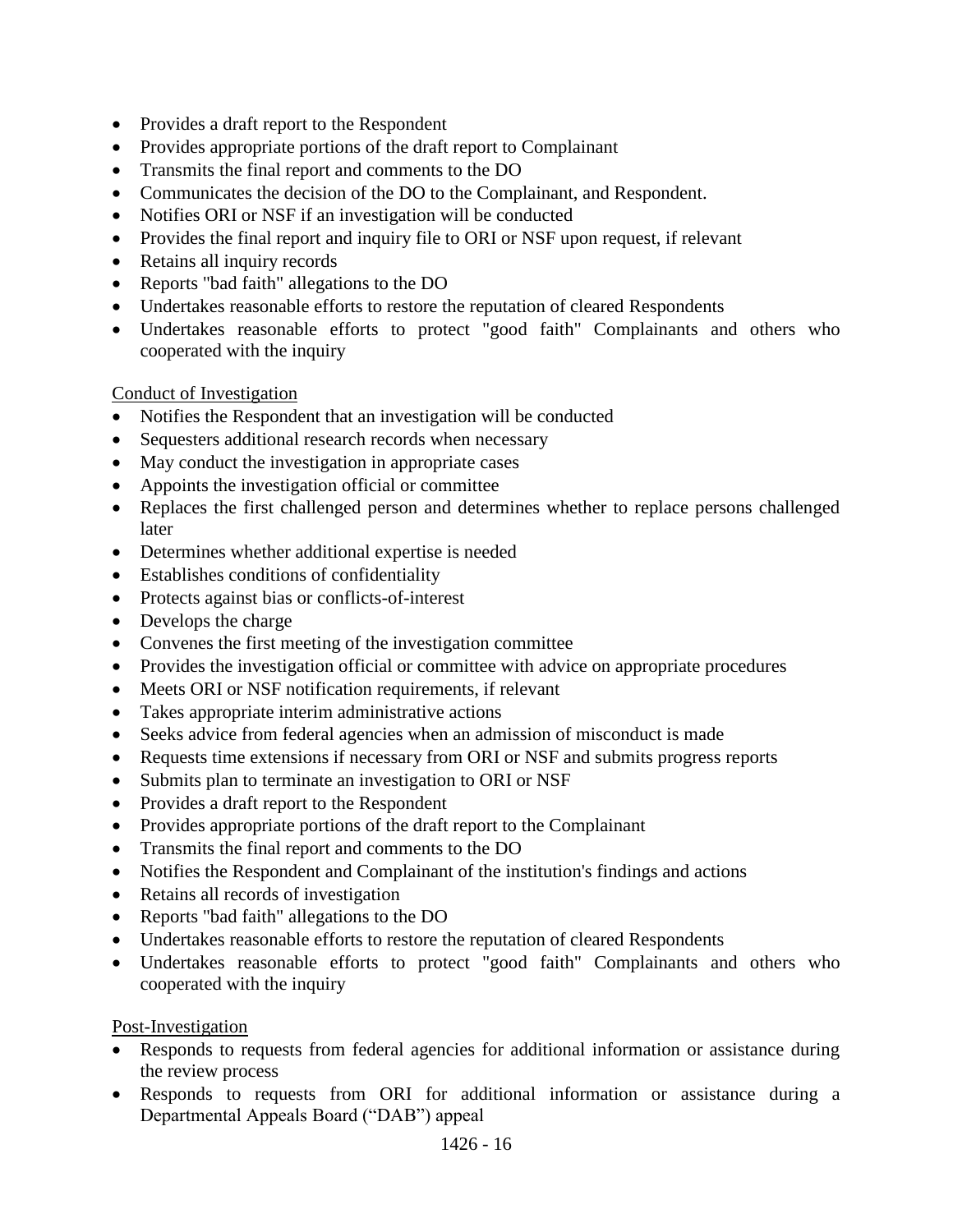- Provides a draft report to the Respondent
- Provides appropriate portions of the draft report to Complainant
- Transmits the final report and comments to the DO
- Communicates the decision of the DO to the Complainant, and Respondent.
- Notifies ORI or NSF if an investigation will be conducted
- Provides the final report and inquiry file to ORI or NSF upon request, if relevant
- Retains all inquiry records
- Reports "bad faith" allegations to the DO
- Undertakes reasonable efforts to restore the reputation of cleared Respondents
- Undertakes reasonable efforts to protect "good faith" Complainants and others who cooperated with the inquiry

Conduct of Investigation

- Notifies the Respondent that an investigation will be conducted
- Sequesters additional research records when necessary
- May conduct the investigation in appropriate cases
- Appoints the investigation official or committee
- Replaces the first challenged person and determines whether to replace persons challenged later
- Determines whether additional expertise is needed
- Establishes conditions of confidentiality
- Protects against bias or conflicts-of-interest
- Develops the charge
- Convenes the first meeting of the investigation committee
- Provides the investigation official or committee with advice on appropriate procedures
- Meets ORI or NSF notification requirements, if relevant
- Takes appropriate interim administrative actions
- Seeks advice from federal agencies when an admission of misconduct is made
- Requests time extensions if necessary from ORI or NSF and submits progress reports
- Submits plan to terminate an investigation to ORI or NSF
- Provides a draft report to the Respondent
- Provides appropriate portions of the draft report to the Complainant
- Transmits the final report and comments to the DO
- Notifies the Respondent and Complainant of the institution's findings and actions
- Retains all records of investigation
- Reports "bad faith" allegations to the DO
- Undertakes reasonable efforts to restore the reputation of cleared Respondents
- Undertakes reasonable efforts to protect "good faith" Complainants and others who cooperated with the inquiry

Post-Investigation

- Responds to requests from federal agencies for additional information or assistance during the review process
- Responds to requests from ORI for additional information or assistance during a Departmental Appeals Board ("DAB") appeal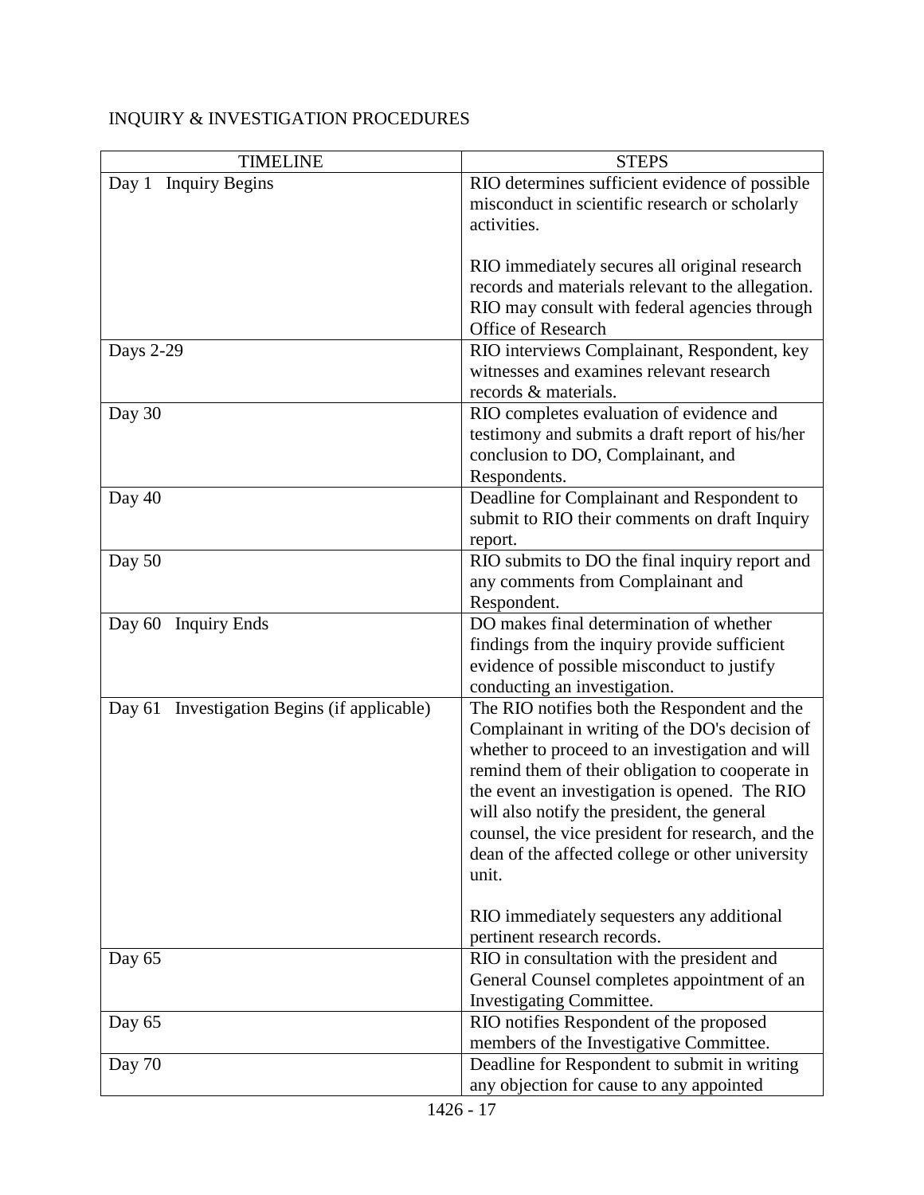INQUIRY & INVESTIGATION PROCEDURES

| TIMELINE | STEPS |
| --- | --- |
| Day 1 Inquiry Begins | RIO determines sufficient evidence of possible misconduct in scientific research or scholarly activities.<br><br>RIO immediately secures all original research records and materials relevant to the allegation. RIO may consult with federal agencies through Office of Research |
| Days 2-29 | RIO interviews Complainant, Respondent, key witnesses and examines relevant research records & materials. |
| Day 30 | RIO completes evaluation of evidence and testimony and submits a draft report of his/her conclusion to DO, Complainant, and Respondents. |
| Day 40 | Deadline for Complainant and Respondent to submit to RIO their comments on draft Inquiry report. |
| Day 50 | RIO submits to DO the final inquiry report and any comments from Complainant and Respondent. |
| Day 60 Inquiry Ends | DO makes final determination of whether findings from the inquiry provide sufficient evidence of possible misconduct to justify conducting an investigation. |
| Day 61 Investigation Begins (if applicable) | The RIO notifies both the Respondent and the Complainant in writing of the DO's decision of whether to proceed to an investigation and will remind them of their obligation to cooperate in the event an investigation is opened. The RIO will also notify the president, the general counsel, the vice president for research, and the dean of the affected college or other university unit.<br><br>RIO immediately sequesters any additional pertinent research records. |
| Day 65 | RIO in consultation with the president and General Counsel completes appointment of an Investigating Committee. |
| Day 65 | RIO notifies Respondent of the proposed members of the Investigative Committee. |
| Day 70 | Deadline for Respondent to submit in writing any objection for cause to any appointed |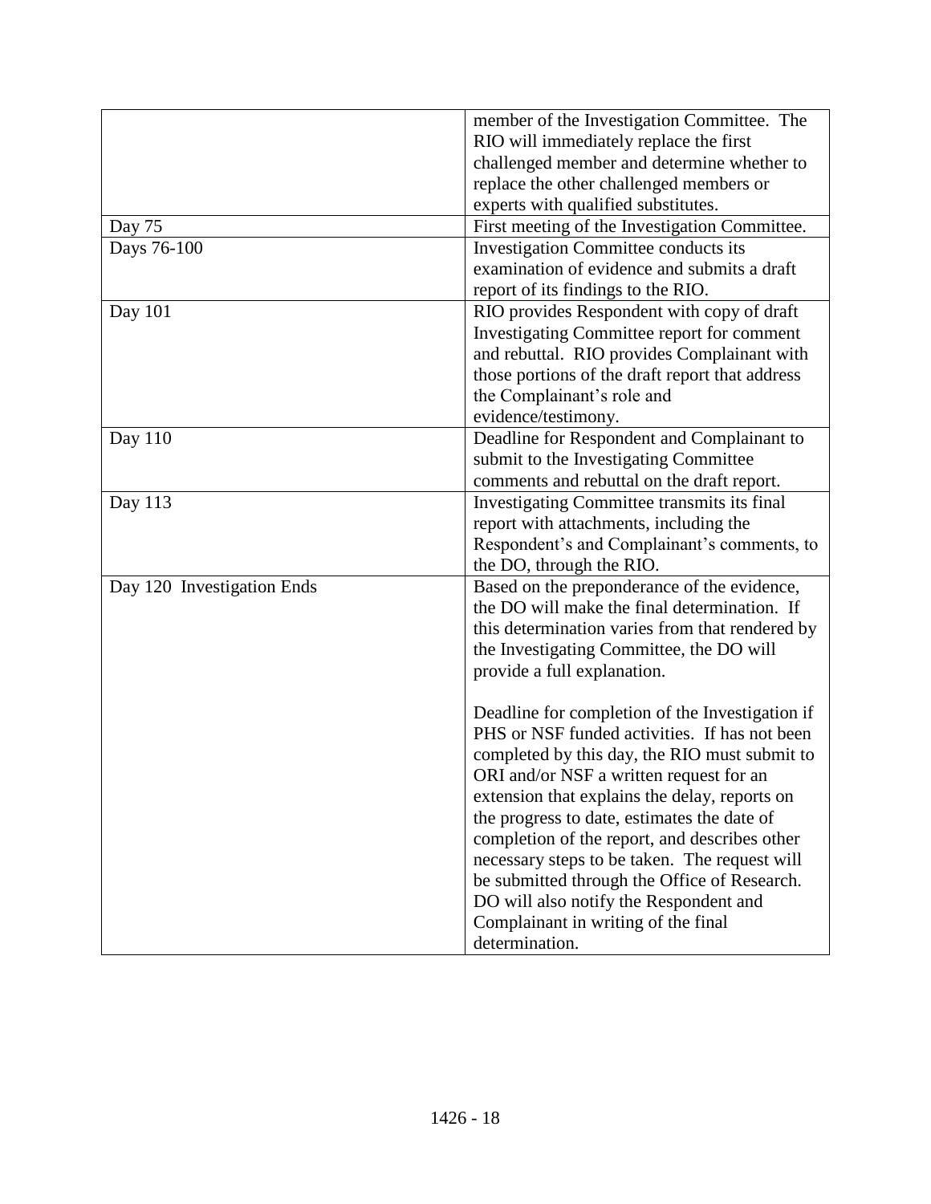| | |
|---|---|
| | member of the Investigation Committee. The RIO will immediately replace the first challenged member and determine whether to replace the other challenged members or experts with qualified substitutes. |
| Day 75 | First meeting of the Investigation Committee. |
| Days 76-100 | Investigation Committee conducts its examination of evidence and submits a draft report of its findings to the RIO. |
| Day 101 | RIO provides Respondent with copy of draft Investigating Committee report for comment and rebuttal. RIO provides Complainant with those portions of the draft report that address the Complainant's role and evidence/testimony. |
| Day 110 | Deadline for Respondent and Complainant to submit to the Investigating Committee comments and rebuttal on the draft report. |
| Day 113 | Investigating Committee transmits its final report with attachments, including the Respondent's and Complainant's comments, to the DO, through the RIO. |
| Day 120 Investigation Ends | Based on the preponderance of the evidence, the DO will make the final determination. If this determination varies from that rendered by the Investigating Committee, the DO will provide a full explanation.<br><br>Deadline for completion of the Investigation if PHS or NSF funded activities. If has not been completed by this day, the RIO must submit to ORI and/or NSF a written request for an extension that explains the delay, reports on the progress to date, estimates the date of completion of the report, and describes other necessary steps to be taken. The request will be submitted through the Office of Research. DO will also notify the Respondent and Complainant in writing of the final determination. |